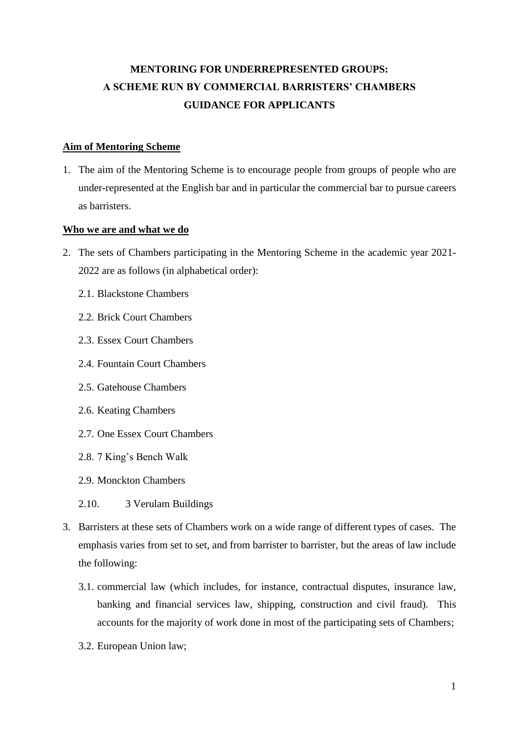**MENTORING FOR UNDERREPRESENTED GROUPS:**
**A SCHEME RUN BY COMMERCIAL BARRISTERS' CHAMBERS**
**GUIDANCE FOR APPLICANTS**

**Aim of Mentoring Scheme**

1. The aim of the Mentoring Scheme is to encourage people from groups of people who are under-represented at the English bar and in particular the commercial bar to pursue careers as barristers.

**Who we are and what we do**

2. The sets of Chambers participating in the Mentoring Scheme in the academic year 2021-2022 are as follows (in alphabetical order):

   2.1. Blackstone Chambers

   2.2. Brick Court Chambers

   2.3. Essex Court Chambers

   2.4. Fountain Court Chambers

   2.5. Gatehouse Chambers

   2.6. Keating Chambers

   2.7. One Essex Court Chambers

   2.8. 7 King's Bench Walk

   2.9. Monckton Chambers

   2.10. 3 Verulam Buildings

3. Barristers at these sets of Chambers work on a wide range of different types of cases. The emphasis varies from set to set, and from barrister to barrister, but the areas of law include the following:

   3.1. commercial law (which includes, for instance, contractual disputes, insurance law, banking and financial services law, shipping, construction and civil fraud). This accounts for the majority of work done in most of the participating sets of Chambers;

   3.2. European Union law;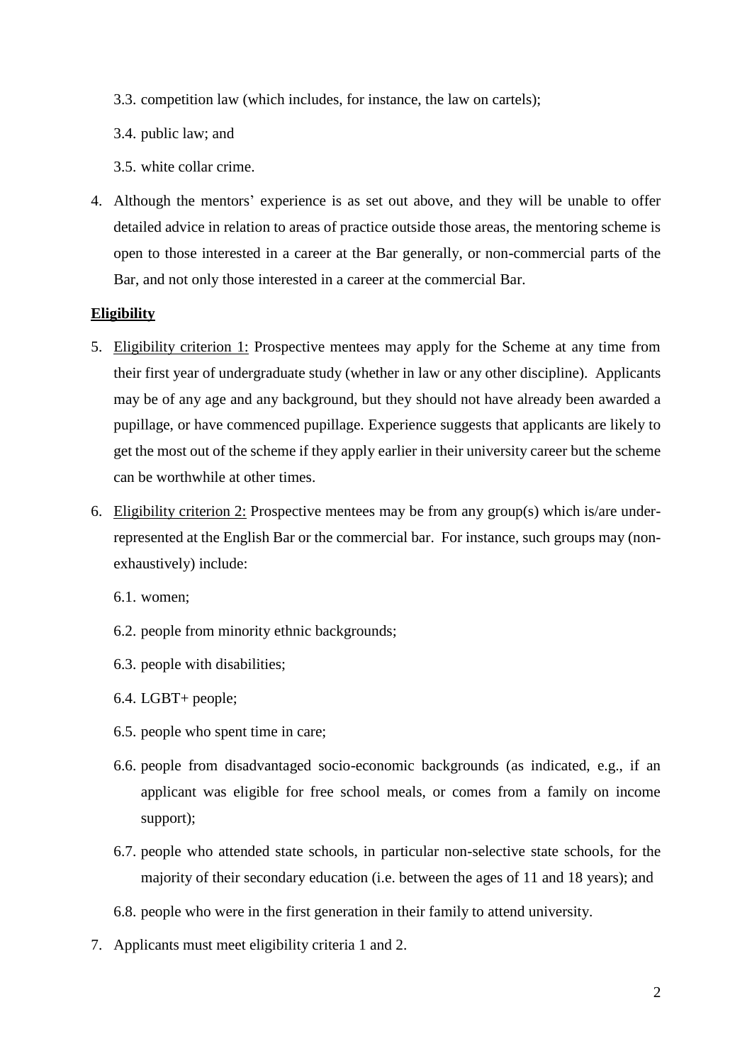3.3. competition law (which includes, for instance, the law on cartels);

3.4. public law; and

3.5. white collar crime.

4. Although the mentors' experience is as set out above, and they will be unable to offer detailed advice in relation to areas of practice outside those areas, the mentoring scheme is open to those interested in a career at the Bar generally, or non-commercial parts of the Bar, and not only those interested in a career at the commercial Bar.

**Eligibility**

5. Eligibility criterion 1: Prospective mentees may apply for the Scheme at any time from their first year of undergraduate study (whether in law or any other discipline). Applicants may be of any age and any background, but they should not have already been awarded a pupillage, or have commenced pupillage. Experience suggests that applicants are likely to get the most out of the scheme if they apply earlier in their university career but the scheme can be worthwhile at other times.

6. Eligibility criterion 2: Prospective mentees may be from any group(s) which is/are under-represented at the English Bar or the commercial bar. For instance, such groups may (non-exhaustively) include:

    6.1. women;

    6.2. people from minority ethnic backgrounds;

    6.3. people with disabilities;

    6.4. LGBT+ people;

    6.5. people who spent time in care;

    6.6. people from disadvantaged socio-economic backgrounds (as indicated, e.g., if an applicant was eligible for free school meals, or comes from a family on income support);

    6.7. people who attended state schools, in particular non-selective state schools, for the majority of their secondary education (i.e. between the ages of 11 and 18 years); and

    6.8. people who were in the first generation in their family to attend university.

7. Applicants must meet eligibility criteria 1 and 2.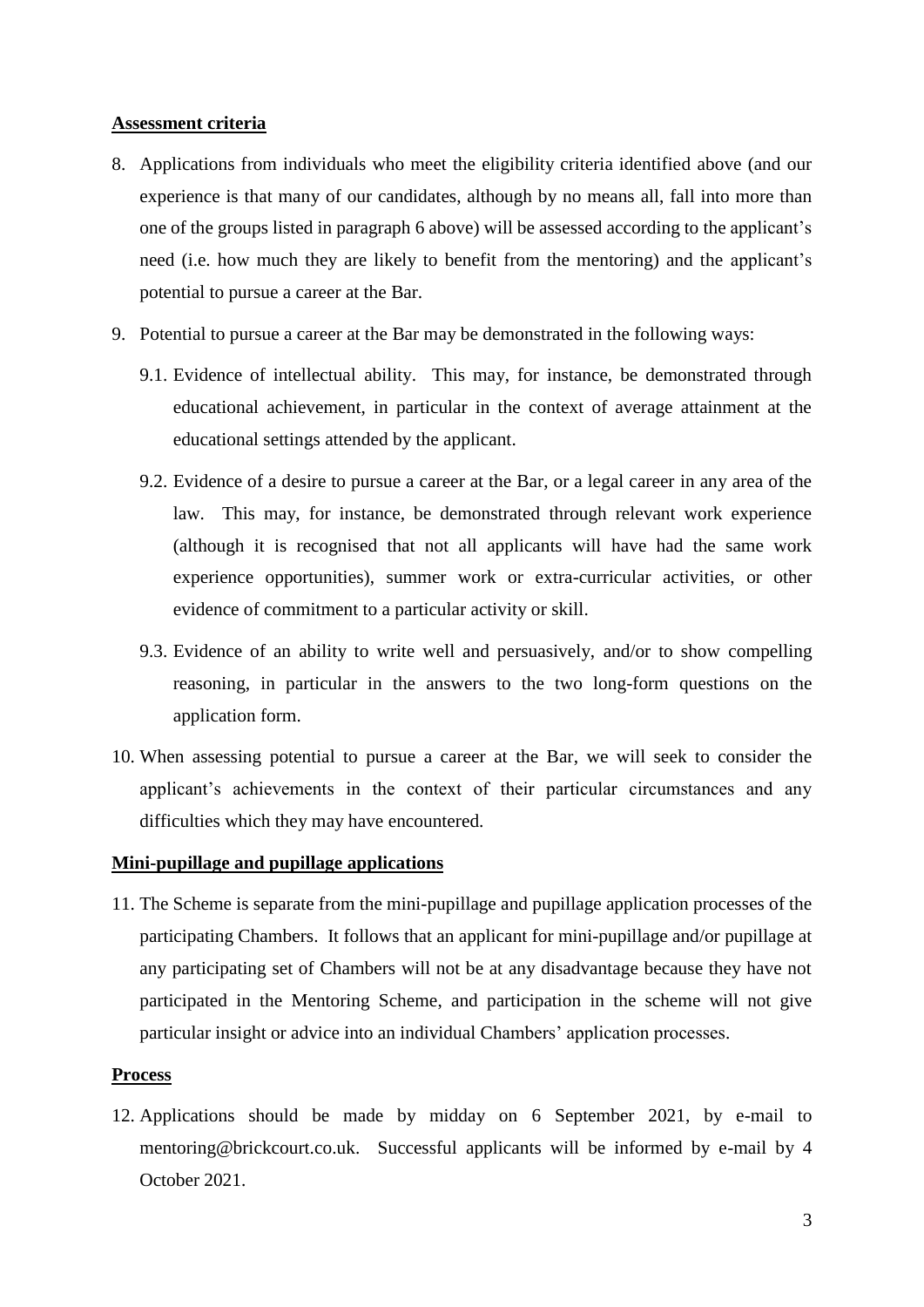**Assessment criteria**

8. Applications from individuals who meet the eligibility criteria identified above (and our experience is that many of our candidates, although by no means all, fall into more than one of the groups listed in paragraph 6 above) will be assessed according to the applicant's need (i.e. how much they are likely to benefit from the mentoring) and the applicant's potential to pursue a career at the Bar.

9. Potential to pursue a career at the Bar may be demonstrated in the following ways:

   9.1. Evidence of intellectual ability. This may, for instance, be demonstrated through educational achievement, in particular in the context of average attainment at the educational settings attended by the applicant.

   9.2. Evidence of a desire to pursue a career at the Bar, or a legal career in any area of the law. This may, for instance, be demonstrated through relevant work experience (although it is recognised that not all applicants will have had the same work experience opportunities), summer work or extra-curricular activities, or other evidence of commitment to a particular activity or skill.

   9.3. Evidence of an ability to write well and persuasively, and/or to show compelling reasoning, in particular in the answers to the two long-form questions on the application form.

10. When assessing potential to pursue a career at the Bar, we will seek to consider the applicant's achievements in the context of their particular circumstances and any difficulties which they may have encountered.

**Mini-pupillage and pupillage applications**

11. The Scheme is separate from the mini-pupillage and pupillage application processes of the participating Chambers. It follows that an applicant for mini-pupillage and/or pupillage at any participating set of Chambers will not be at any disadvantage because they have not participated in the Mentoring Scheme, and participation in the scheme will not give particular insight or advice into an individual Chambers' application processes.

**Process**

12. Applications should be made by midday on 6 September 2021, by e-mail to mentoring@brickcourt.co.uk. Successful applicants will be informed by e-mail by 4 October 2021.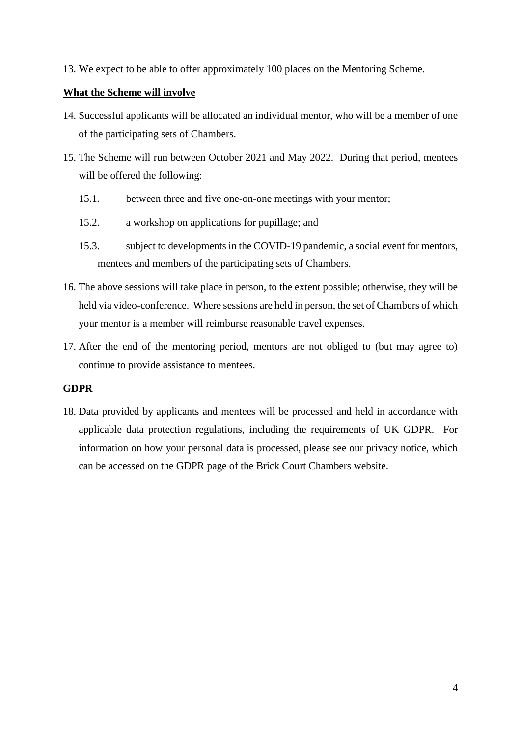13. We expect to be able to offer approximately 100 places on the Mentoring Scheme.

**<u>What the Scheme will involve</u>**

14. Successful applicants will be allocated an individual mentor, who will be a member of one of the participating sets of Chambers.

15. The Scheme will run between October 2021 and May 2022. During that period, mentees will be offered the following:

    15.1. between three and five one-on-one meetings with your mentor;

    15.2. a workshop on applications for pupillage; and

    15.3. subject to developments in the COVID-19 pandemic, a social event for mentors, mentees and members of the participating sets of Chambers.

16. The above sessions will take place in person, to the extent possible; otherwise, they will be held via video-conference. Where sessions are held in person, the set of Chambers of which your mentor is a member will reimburse reasonable travel expenses.

17. After the end of the mentoring period, mentors are not obliged to (but may agree to) continue to provide assistance to mentees.

**GDPR**

18. Data provided by applicants and mentees will be processed and held in accordance with applicable data protection regulations, including the requirements of UK GDPR. For information on how your personal data is processed, please see our privacy notice, which can be accessed on the GDPR page of the Brick Court Chambers website.